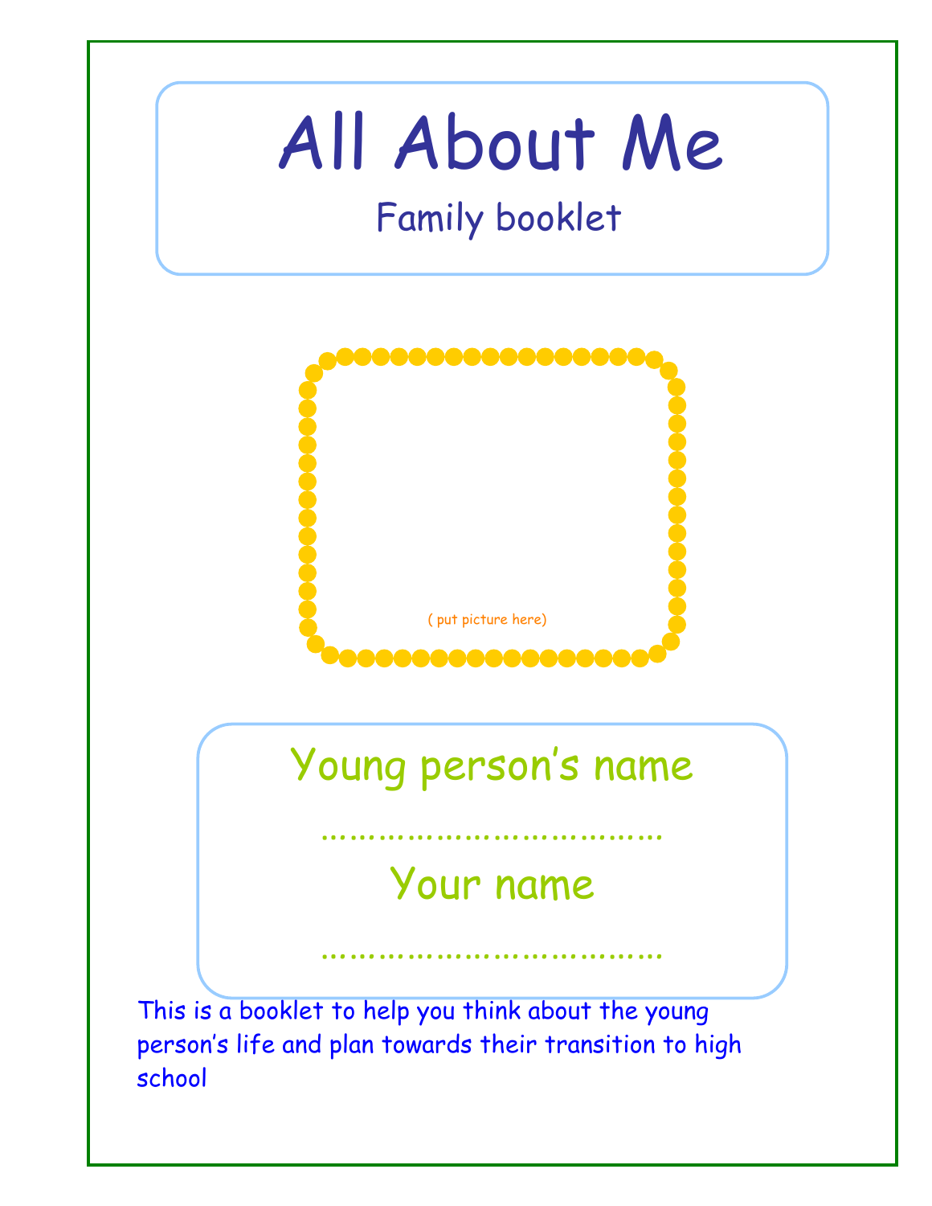# All About Me

## Family booklet

( put picture here)

Young person's name

……………………………

Your name

……………………………

This is a booklet to help you think about the young person's life and plan towards their transition to high school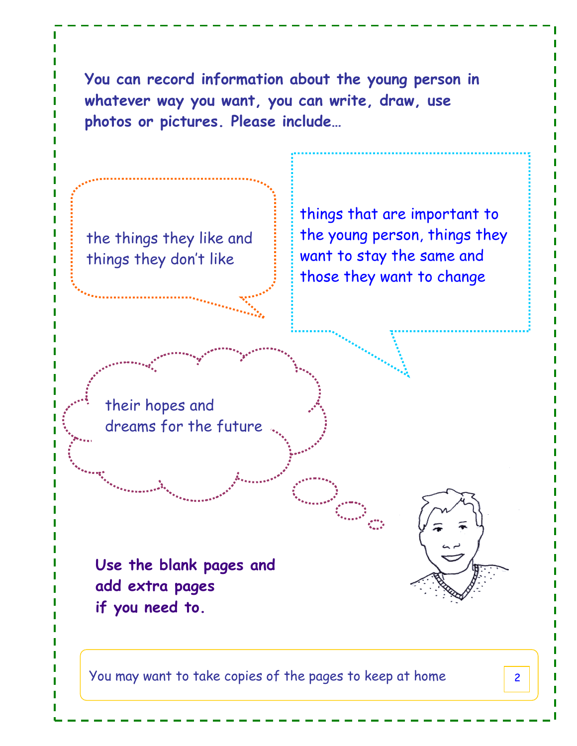**You can record information about the young person in whatever way you want, you can write, draw, use photos or pictures. Please include…**

the things they like and things they don't like

things that are important to the young person, things they want to stay the same and those they want to change

their hopes and dreams for the future

**Use the blank pages and add extra pages if you need to.**

You may want to take copies of the pages to keep at home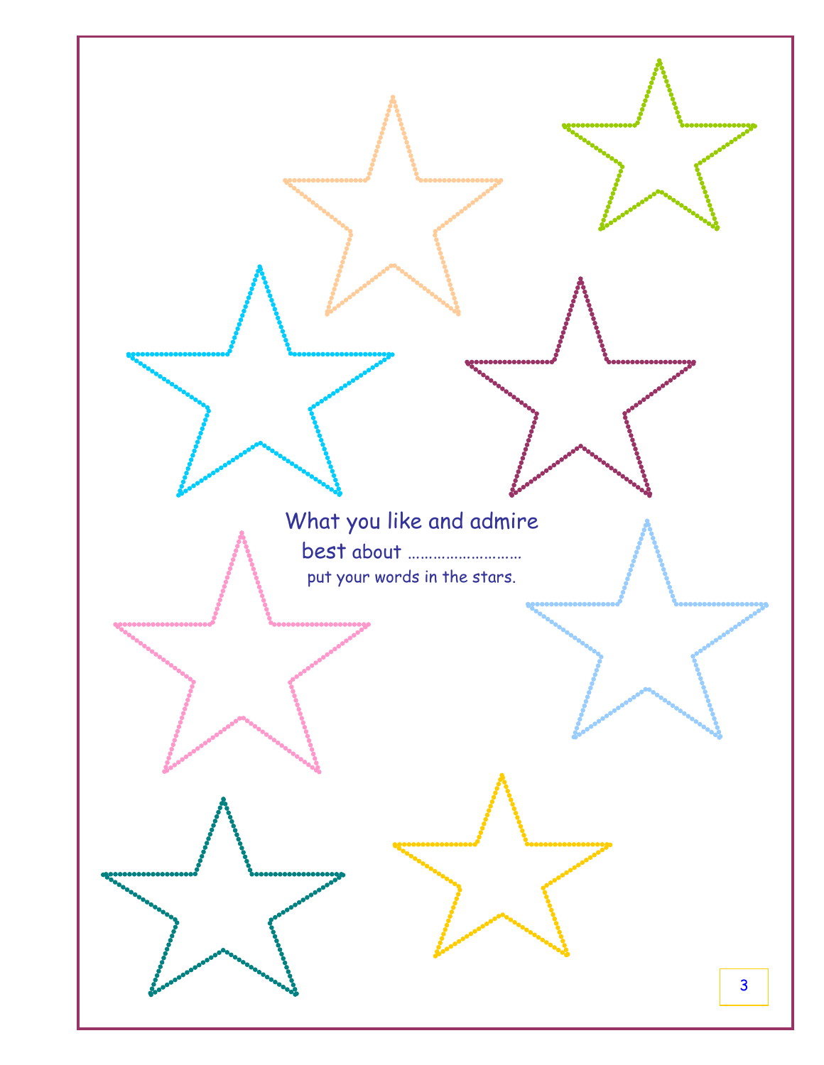What you like and admire best about ..........................

put your words in the stars.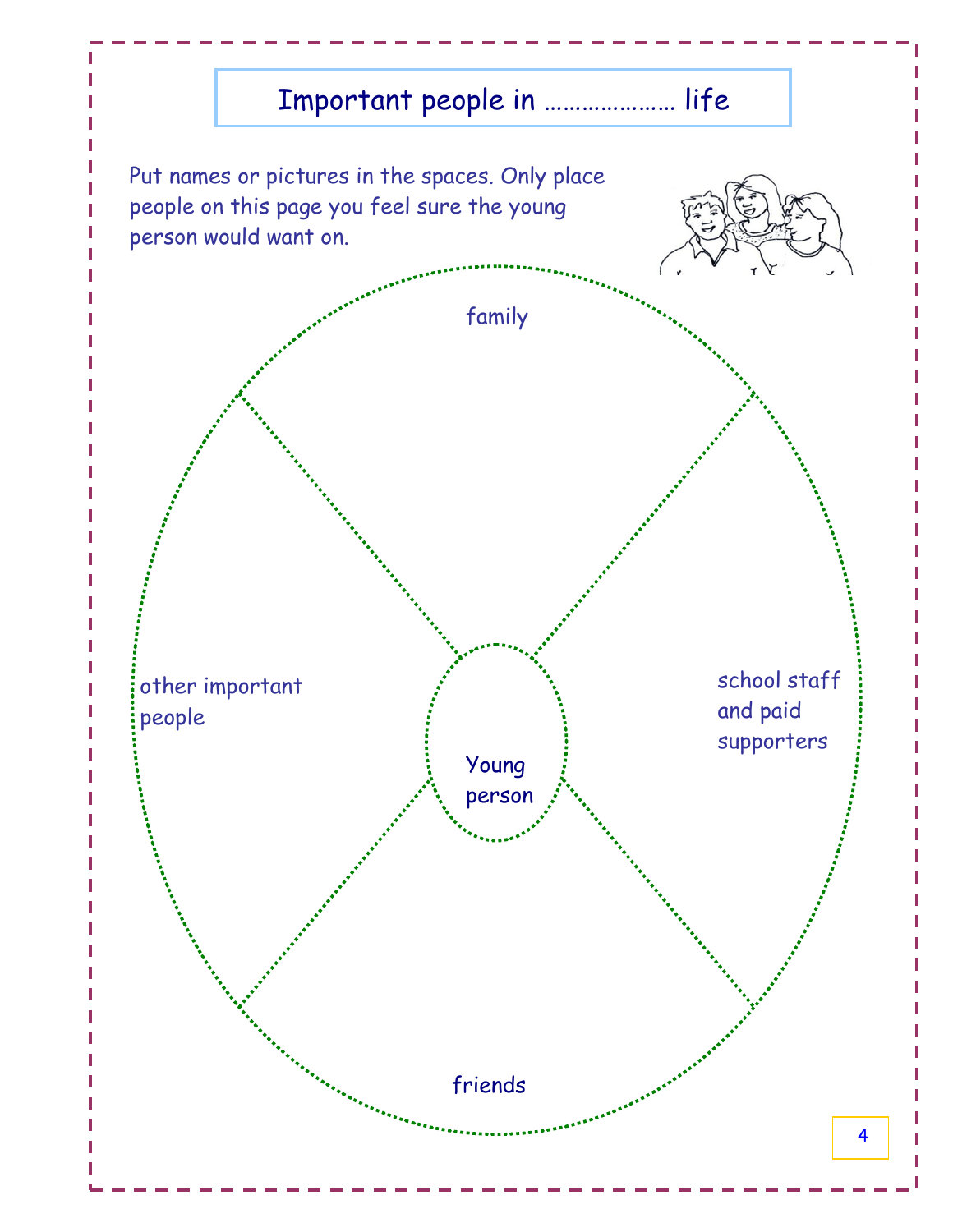# Important people in ………………… life

Put names or pictures in the spaces. Only place people on this page you feel sure the young person would want on.

family

other important people

Young person

school staff and paid supporters

friends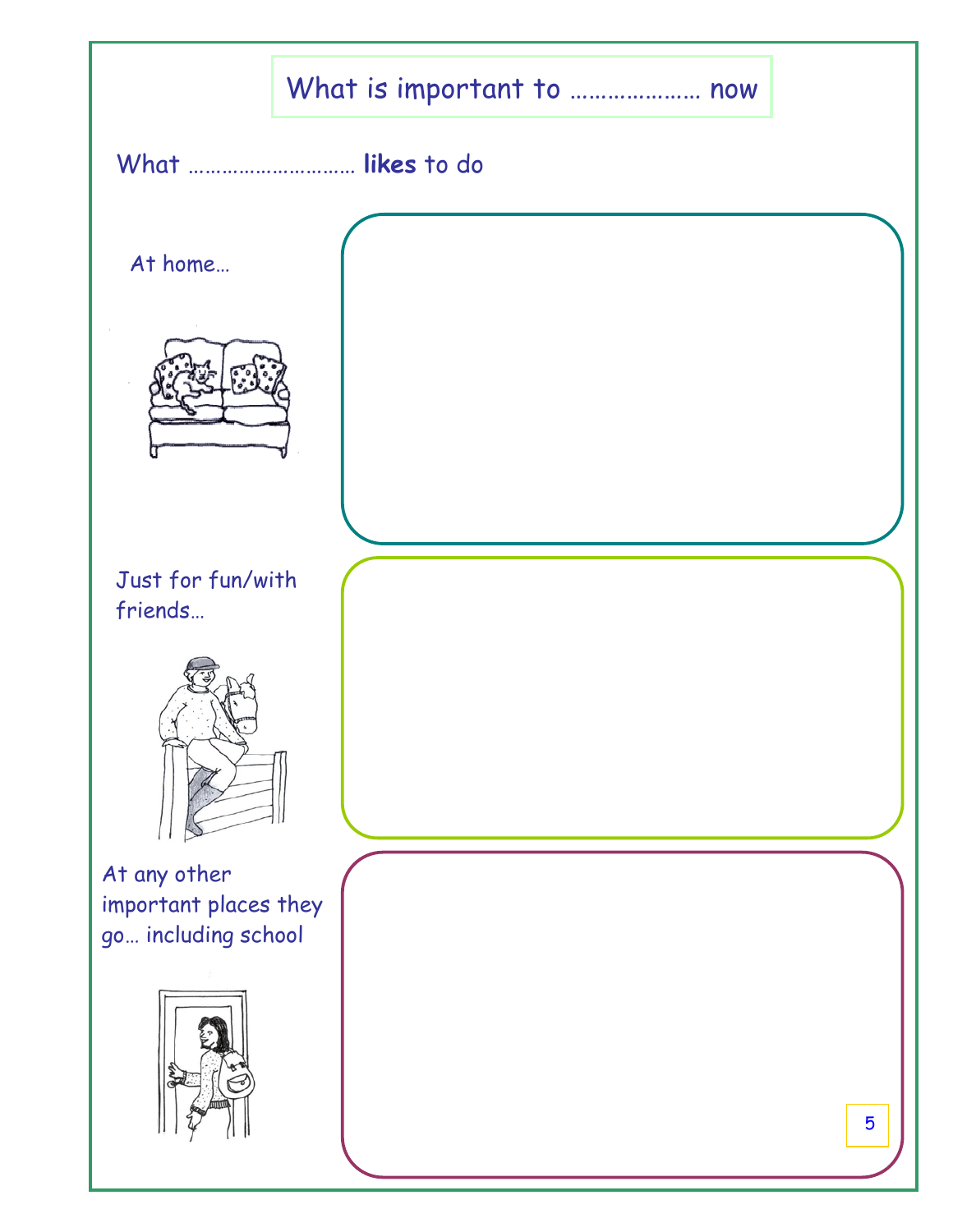# What is important to ………………… now

What ……………………… **likes** to do

At home…

Just for fun/with friends…

At any other important places they go… including school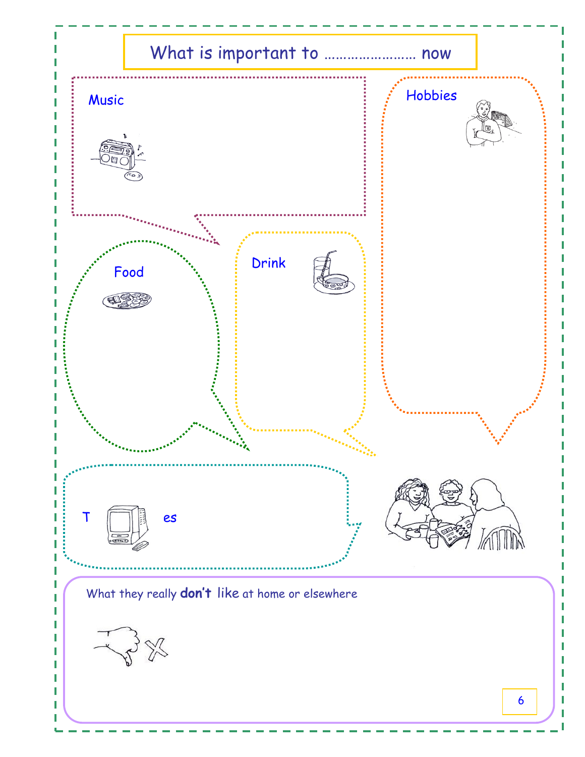# What is important to …………………… now

Music

Hobbies

Food

Drink

T es

What they really **don't** like at home or elsewhere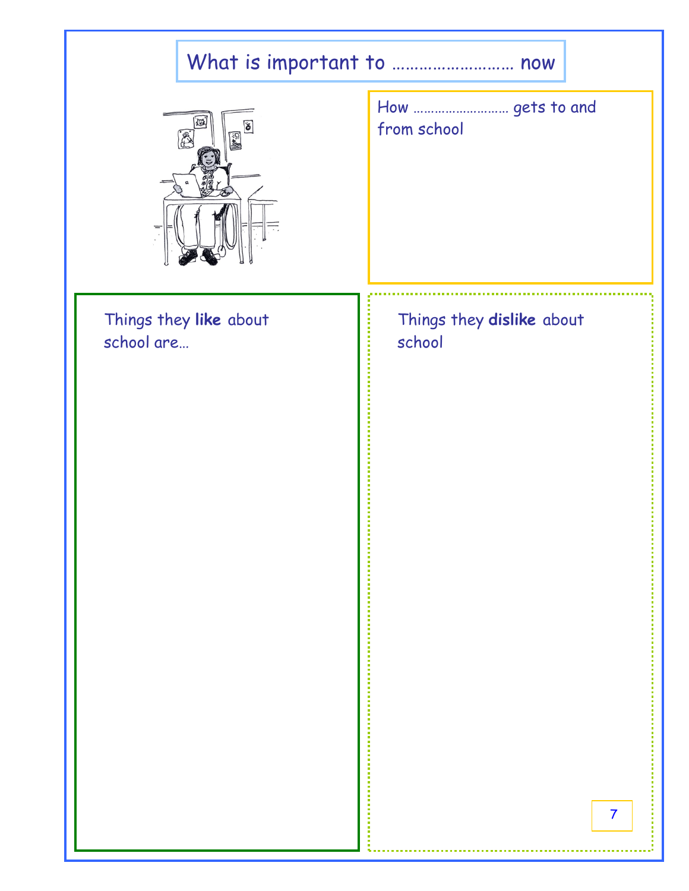# What is important to ……………………… now

## How ……………………… gets to and from school

## Things they **like** about school are…

## Things they **dislike** about school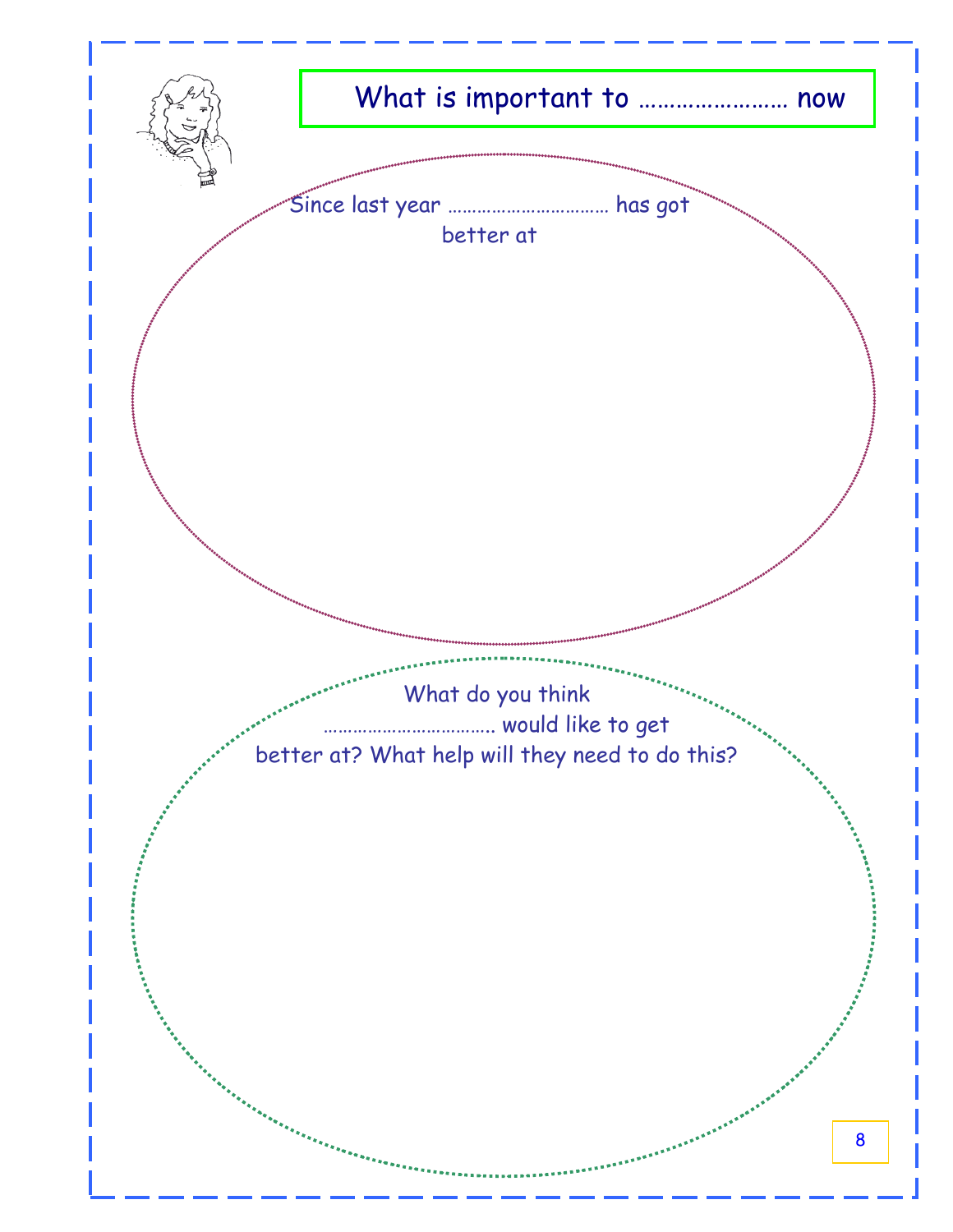# What is important to …………………… now

Since last year …………………………… has got better at

What do you think ……………………………. would like to get better at? What help will they need to do this?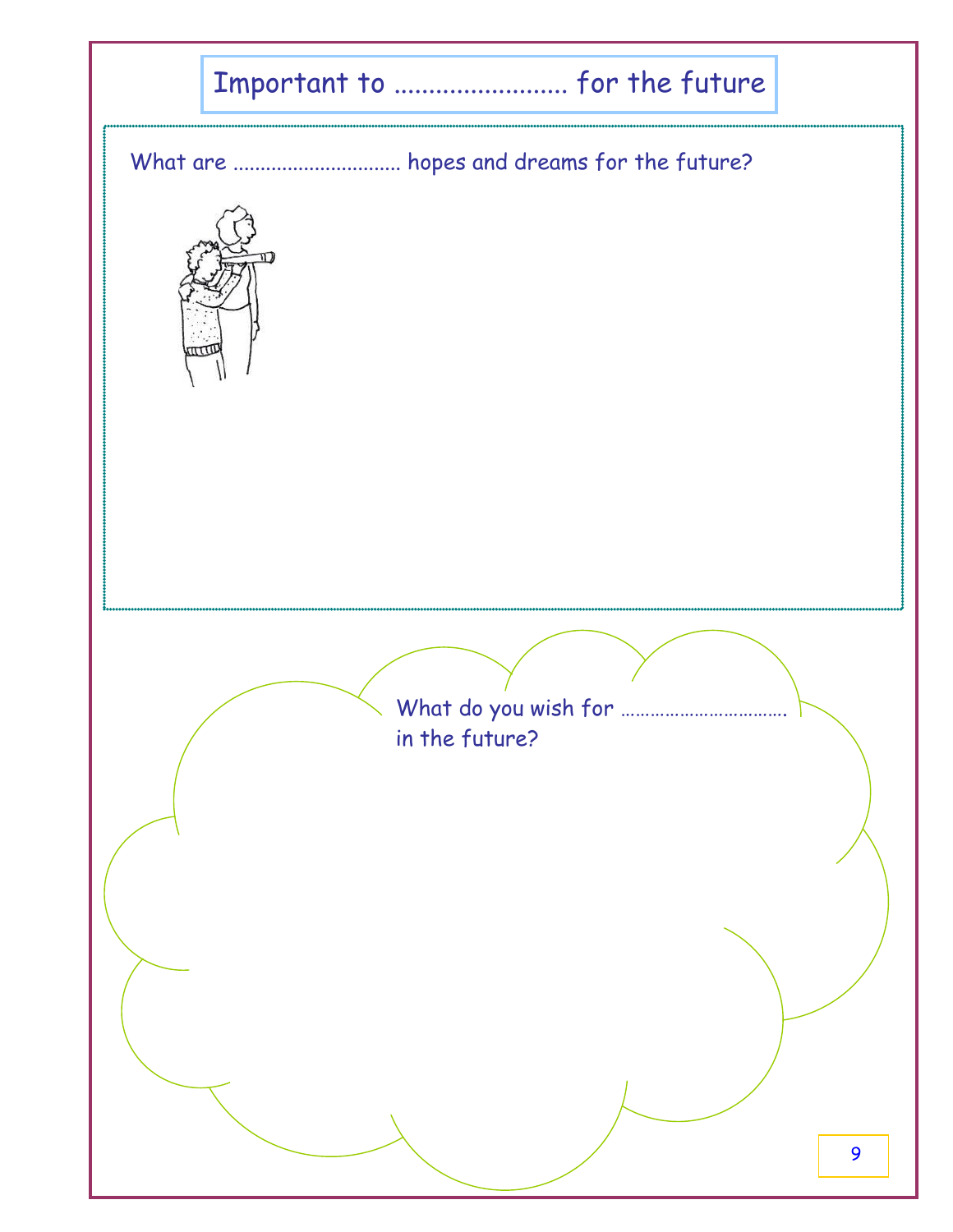# Important to ........................ for the future

What are .............................. hopes and dreams for the future?

What do you wish for …………………………… in the future?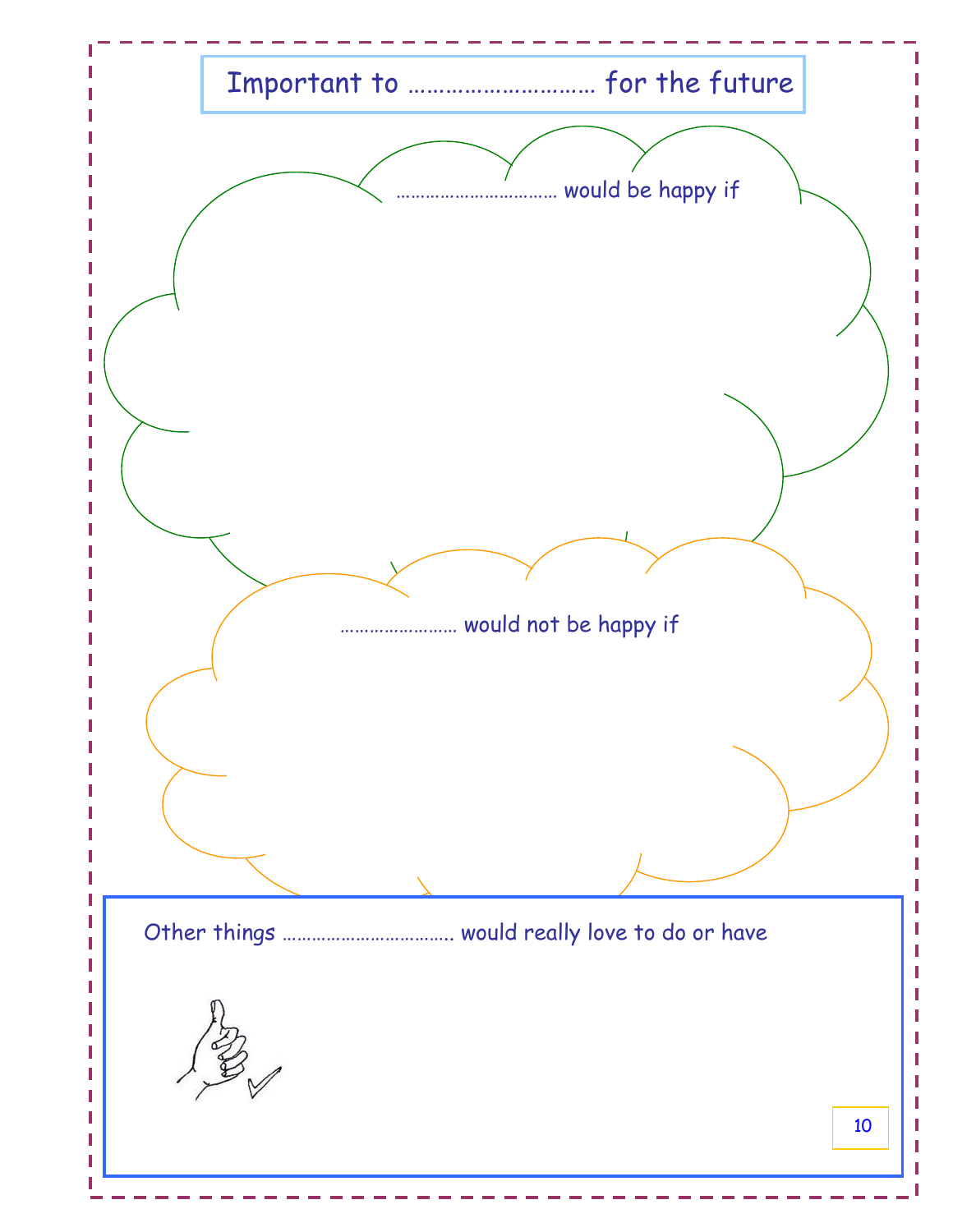# Important to ………………………… for the future

…………………………… would be happy if

…………………… would not be happy if

Other things ……………………………. would really love to do or have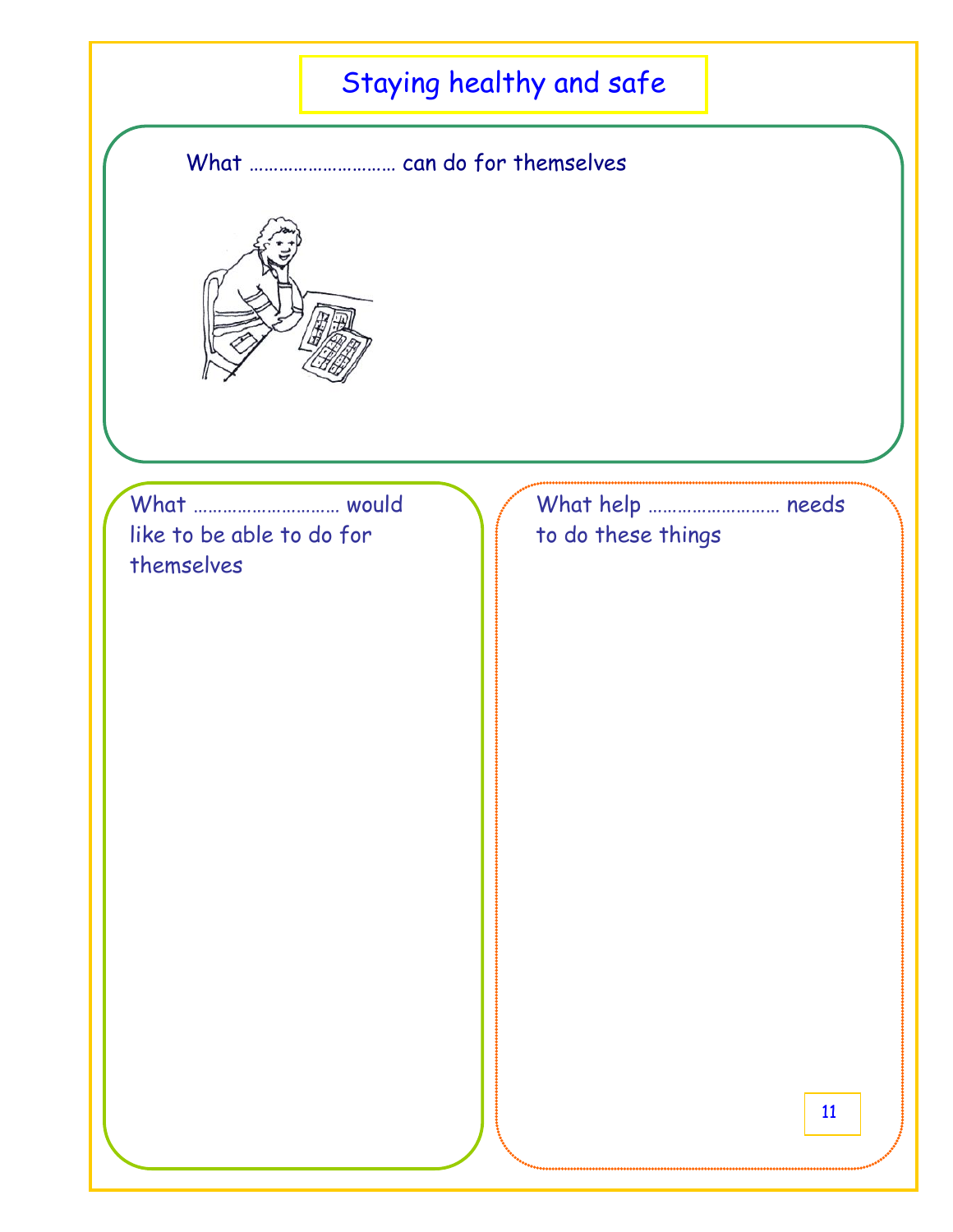# Staying healthy and safe

What ………………………… can do for themselves

What ………………………… would like to be able to do for themselves

What help ……………………… needs to do these things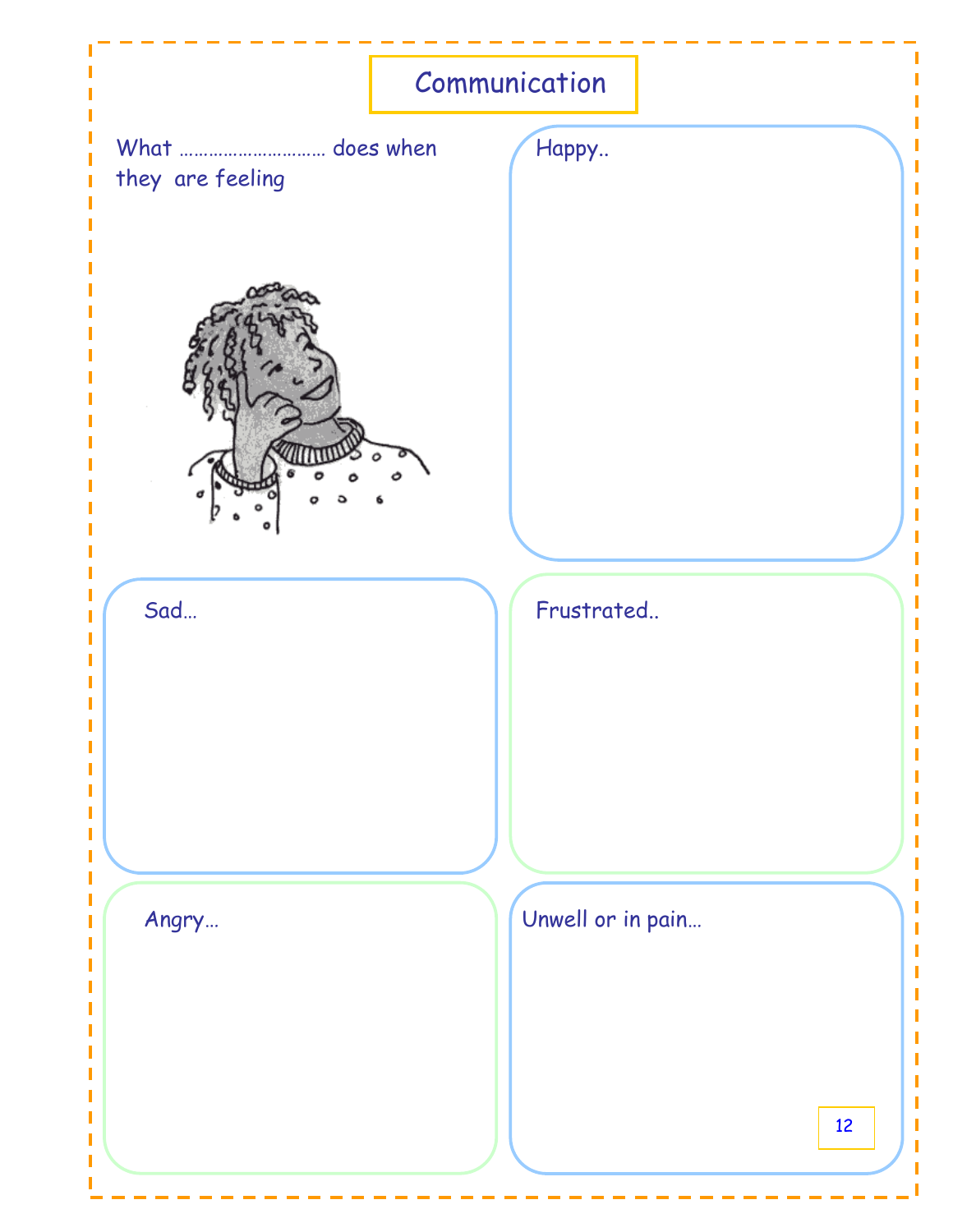# Communication

What ……………………….. does when they are feeling

Happy..

Sad…

Frustrated..

Angry…

Unwell or in pain…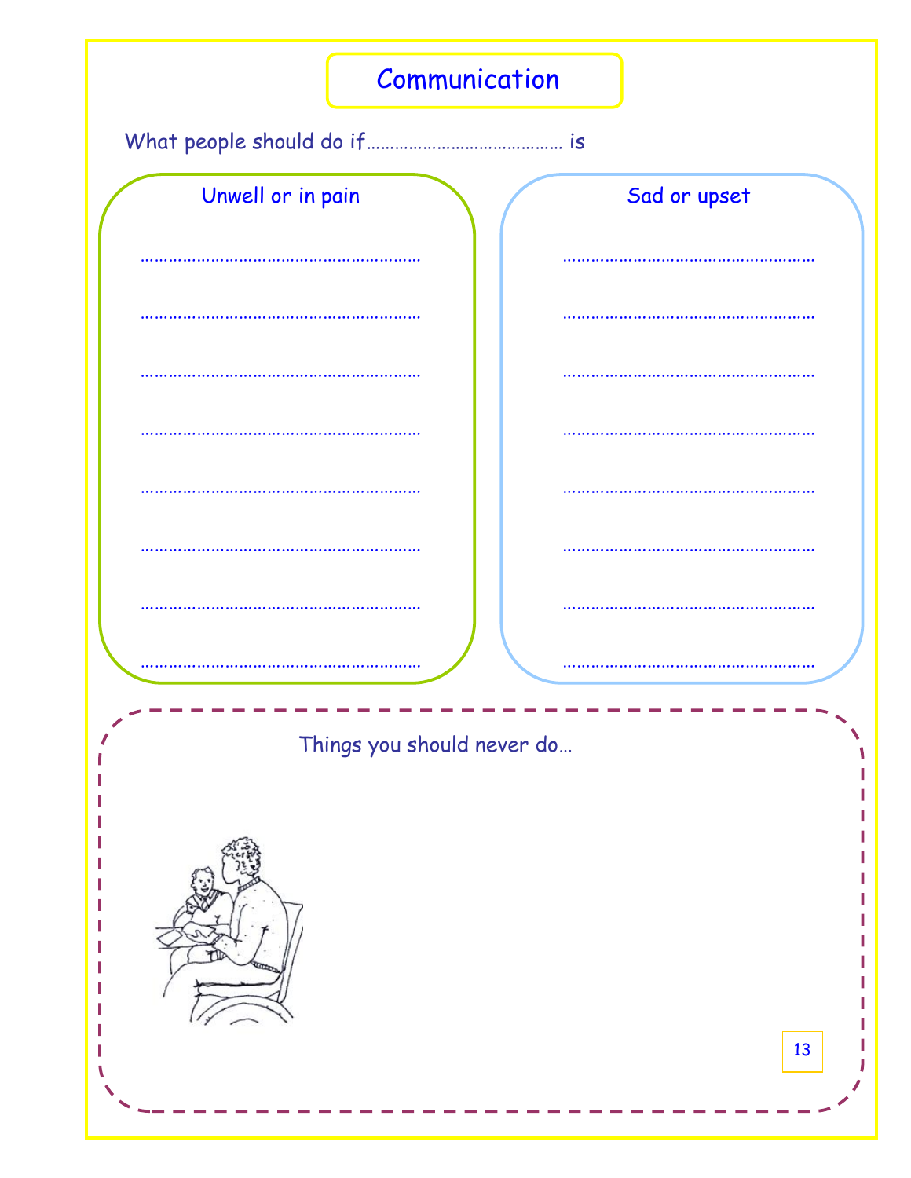# Communication

What people should do if…………………………………… is

## Unwell or in pain

……………………………………………………

……………………………………………………

……………………………………………………

……………………………………………………

……………………………………………………

……………………………………………………

……………………………………………………

……………………………………………………

## Sad or upset

………………………………………………

………………………………………………

………………………………………………

………………………………………………

………………………………………………

………………………………………………

………………………………………………

………………………………………………

## Things you should never do…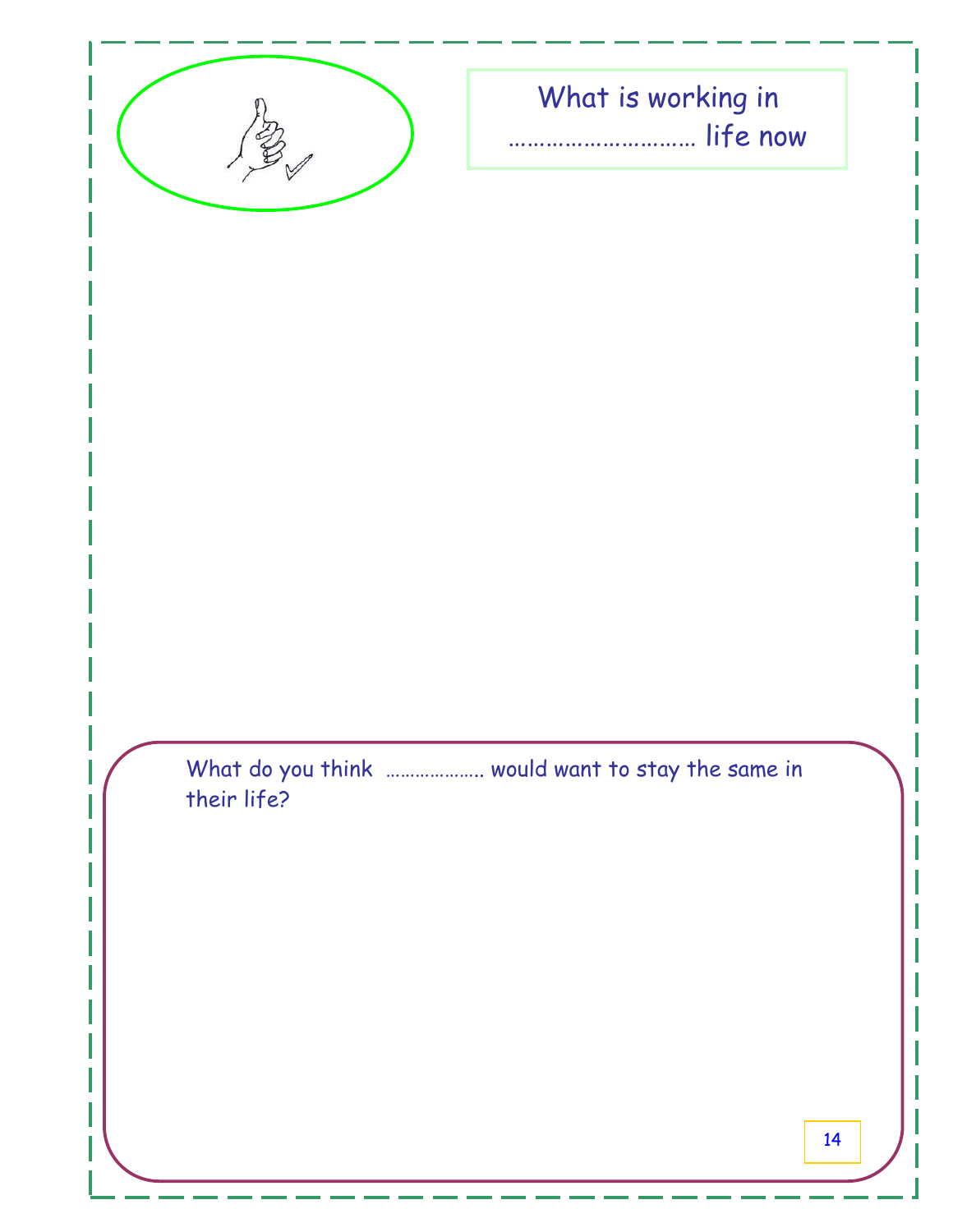## What is working in ………………………… life now

What do you think ………………. would want to stay the same in their life?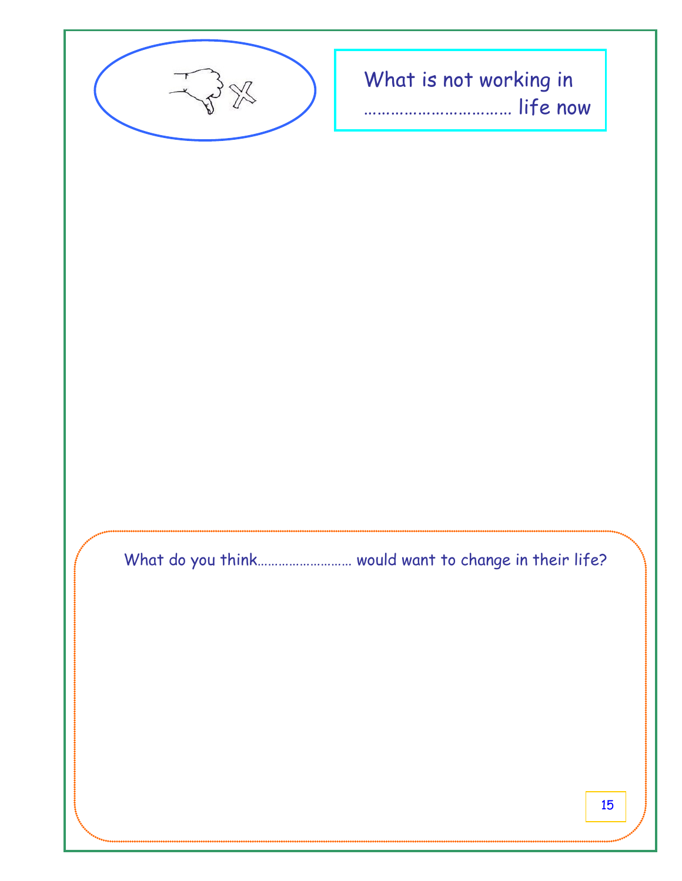What is not working in …………………………… life now

What do you think…………………… would want to change in their life?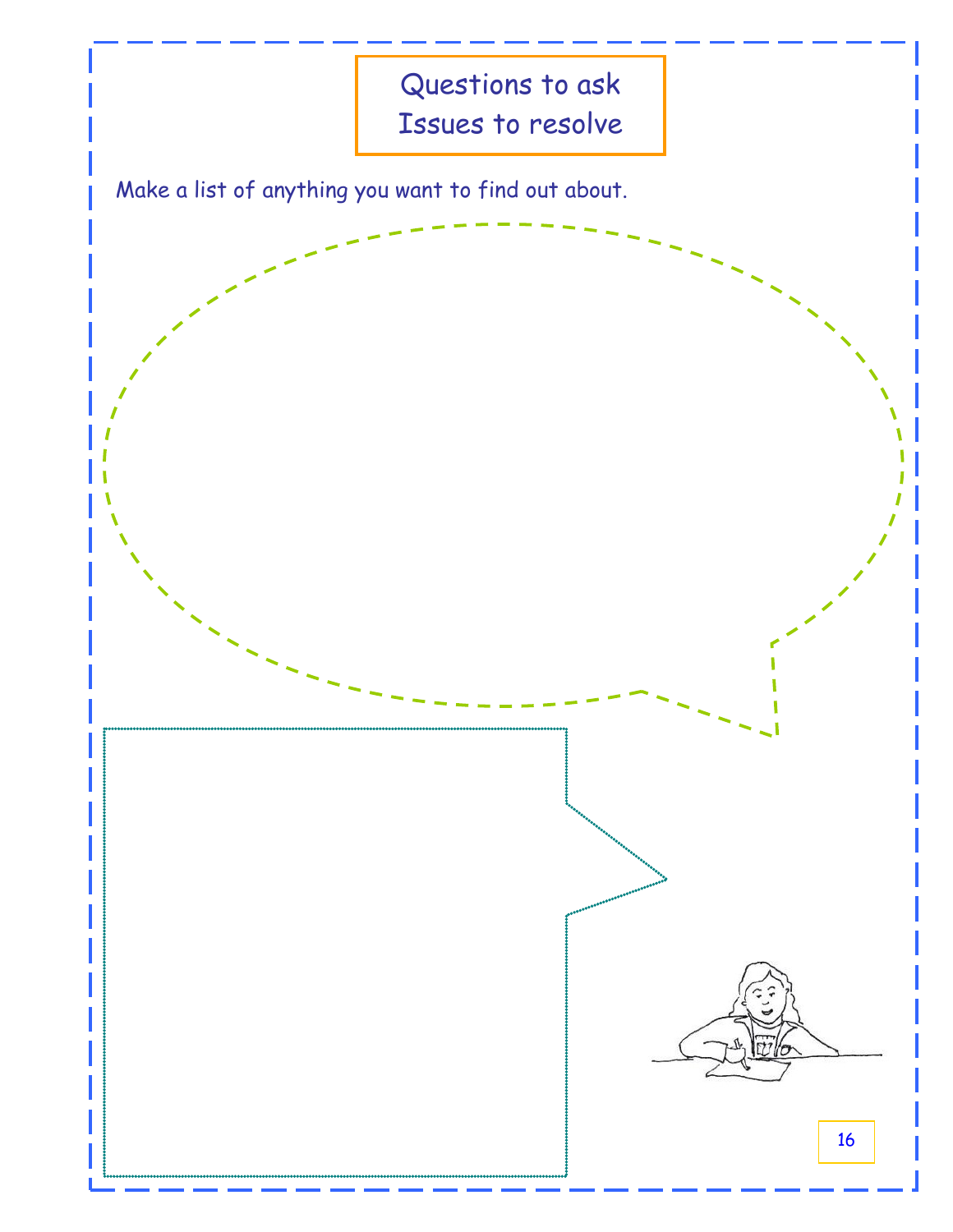# Questions to ask
# Issues to resolve

Make a list of anything you want to find out about.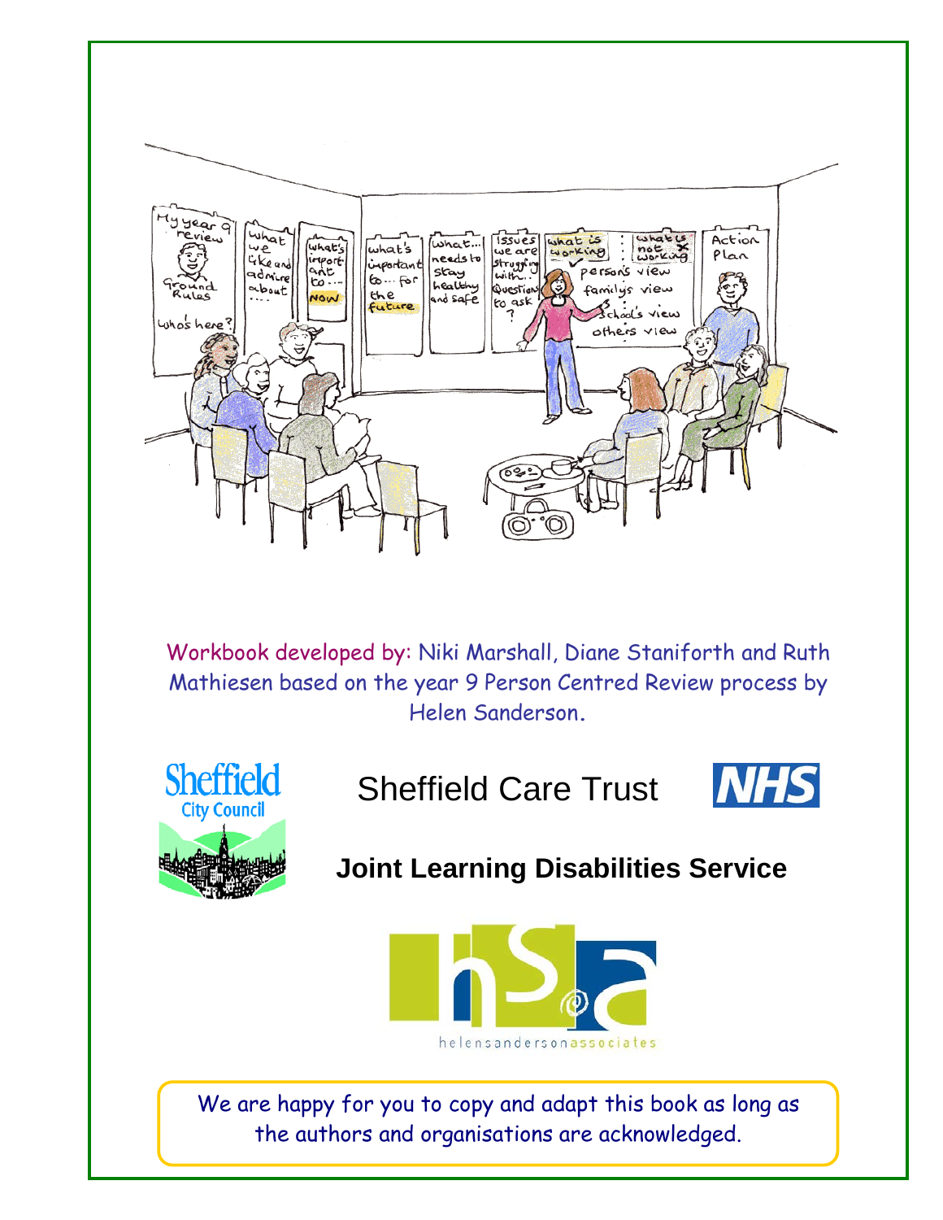Workbook developed by: Niki Marshall, Diane Staniforth and Ruth Mathiesen based on the year 9 Person Centred Review process by Helen Sanderson.

Sheffield City Council

Sheffield Care Trust

NHS

**Joint Learning Disabilities Service**

helensandersonassociates

We are happy for you to copy and adapt this book as long as the authors and organisations are acknowledged.